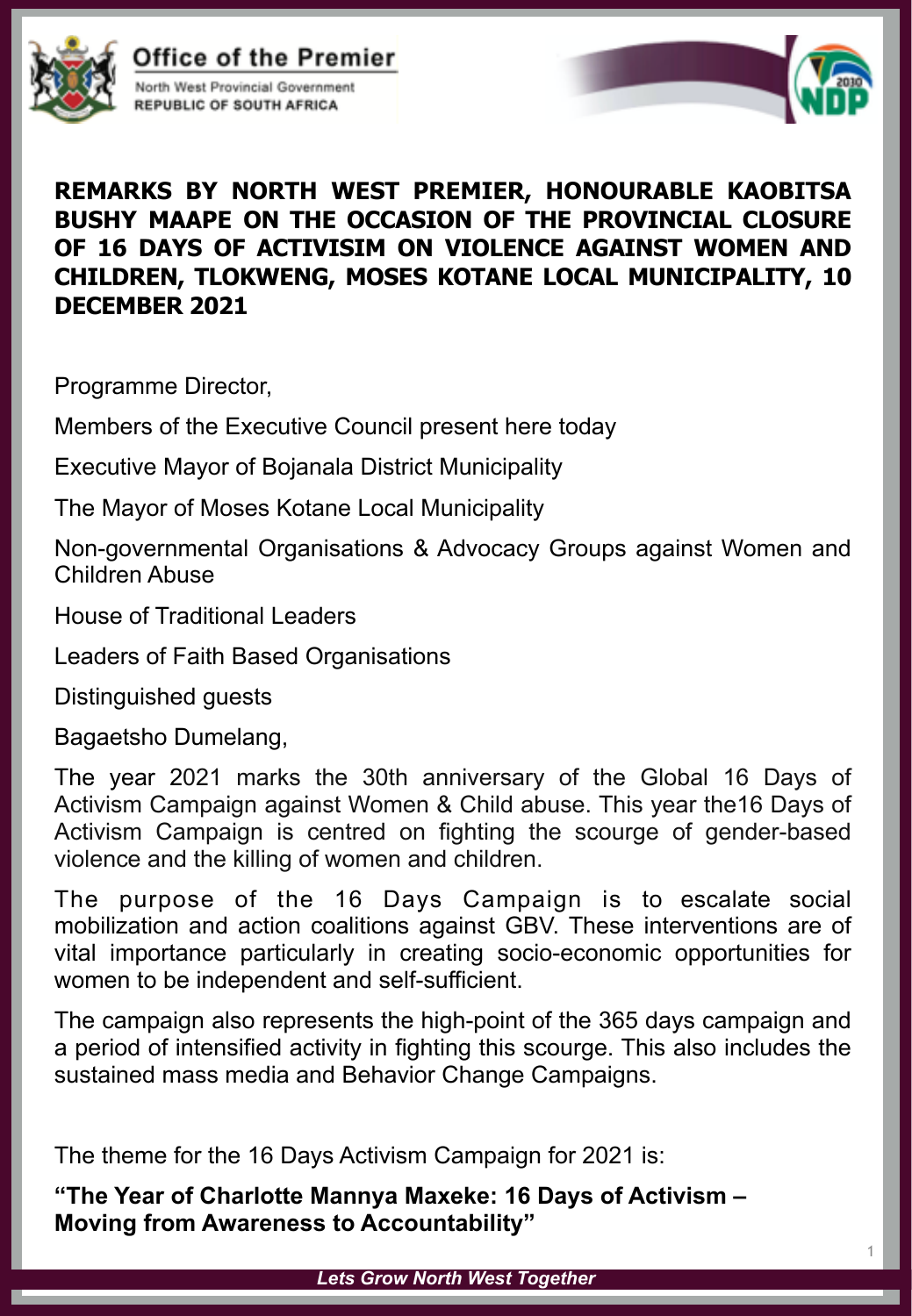Office of the Premier

North West Provincial Government
REPUBLIC OF SOUTH AFRICA

# REMARKS BY NORTH WEST PREMIER, HONOURABLE KAOBITSA BUSHY MAAPE ON THE OCCASION OF THE PROVINCIAL CLOSURE OF 16 DAYS OF ACTIVISIM ON VIOLENCE AGAINST WOMEN AND CHILDREN, TLOKWENG, MOSES KOTANE LOCAL MUNICIPALITY, 10 DECEMBER 2021

Programme Director,

Members of the Executive Council present here today

Executive Mayor of Bojanala District Municipality

The Mayor of Moses Kotane Local Municipality

Non-governmental Organisations & Advocacy Groups against Women and Children Abuse

House of Traditional Leaders

Leaders of Faith Based Organisations

Distinguished guests

Bagaetsho Dumelang,

The year 2021 marks the 30th anniversary of the Global 16 Days of Activism Campaign against Women & Child abuse. This year the16 Days of Activism Campaign is centred on fighting the scourge of gender-based violence and the killing of women and children.

The purpose of the 16 Days Campaign is to escalate social mobilization and action coalitions against GBV. These interventions are of vital importance particularly in creating socio-economic opportunities for women to be independent and self-sufficient.

The campaign also represents the high-point of the 365 days campaign and a period of intensified activity in fighting this scourge. This also includes the sustained mass media and Behavior Change Campaigns.

The theme for the 16 Days Activism Campaign for 2021 is:

**"The Year of Charlotte Mannya Maxeke: 16 Days of Activism – Moving from Awareness to Accountability"**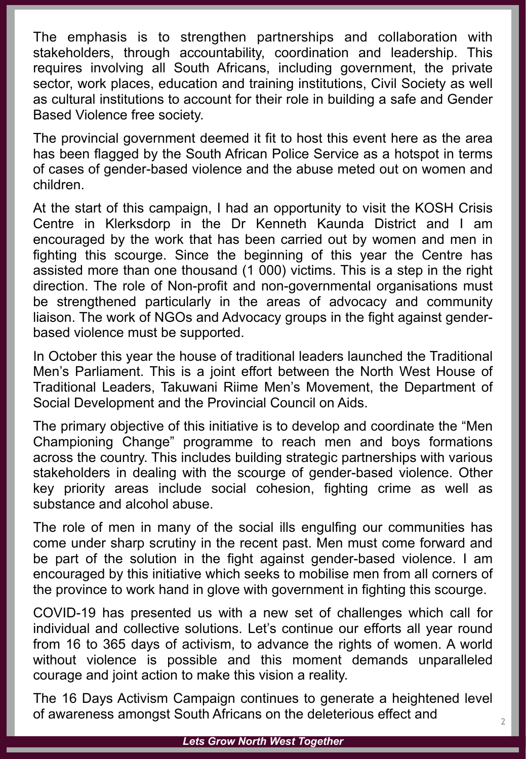The emphasis is to strengthen partnerships and collaboration with stakeholders, through accountability, coordination and leadership. This requires involving all South Africans, including government, the private sector, work places, education and training institutions, Civil Society as well as cultural institutions to account for their role in building a safe and Gender Based Violence free society.

The provincial government deemed it fit to host this event here as the area has been flagged by the South African Police Service as a hotspot in terms of cases of gender-based violence and the abuse meted out on women and children.

At the start of this campaign, I had an opportunity to visit the KOSH Crisis Centre in Klerksdorp in the Dr Kenneth Kaunda District and I am encouraged by the work that has been carried out by women and men in fighting this scourge. Since the beginning of this year the Centre has assisted more than one thousand (1 000) victims. This is a step in the right direction. The role of Non-profit and non-governmental organisations must be strengthened particularly in the areas of advocacy and community liaison. The work of NGOs and Advocacy groups in the fight against gender-based violence must be supported.

In October this year the house of traditional leaders launched the Traditional Men's Parliament. This is a joint effort between the North West House of Traditional Leaders, Takuwani Riime Men's Movement, the Department of Social Development and the Provincial Council on Aids.

The primary objective of this initiative is to develop and coordinate the "Men Championing Change" programme to reach men and boys formations across the country. This includes building strategic partnerships with various stakeholders in dealing with the scourge of gender-based violence. Other key priority areas include social cohesion, fighting crime as well as substance and alcohol abuse.

The role of men in many of the social ills engulfing our communities has come under sharp scrutiny in the recent past. Men must come forward and be part of the solution in the fight against gender-based violence. I am encouraged by this initiative which seeks to mobilise men from all corners of the province to work hand in glove with government in fighting this scourge.

COVID-19 has presented us with a new set of challenges which call for individual and collective solutions. Let's continue our efforts all year round from 16 to 365 days of activism, to advance the rights of women. A world without violence is possible and this moment demands unparalleled courage and joint action to make this vision a reality.

The 16 Days Activism Campaign continues to generate a heightened level of awareness amongst South Africans on the deleterious effect and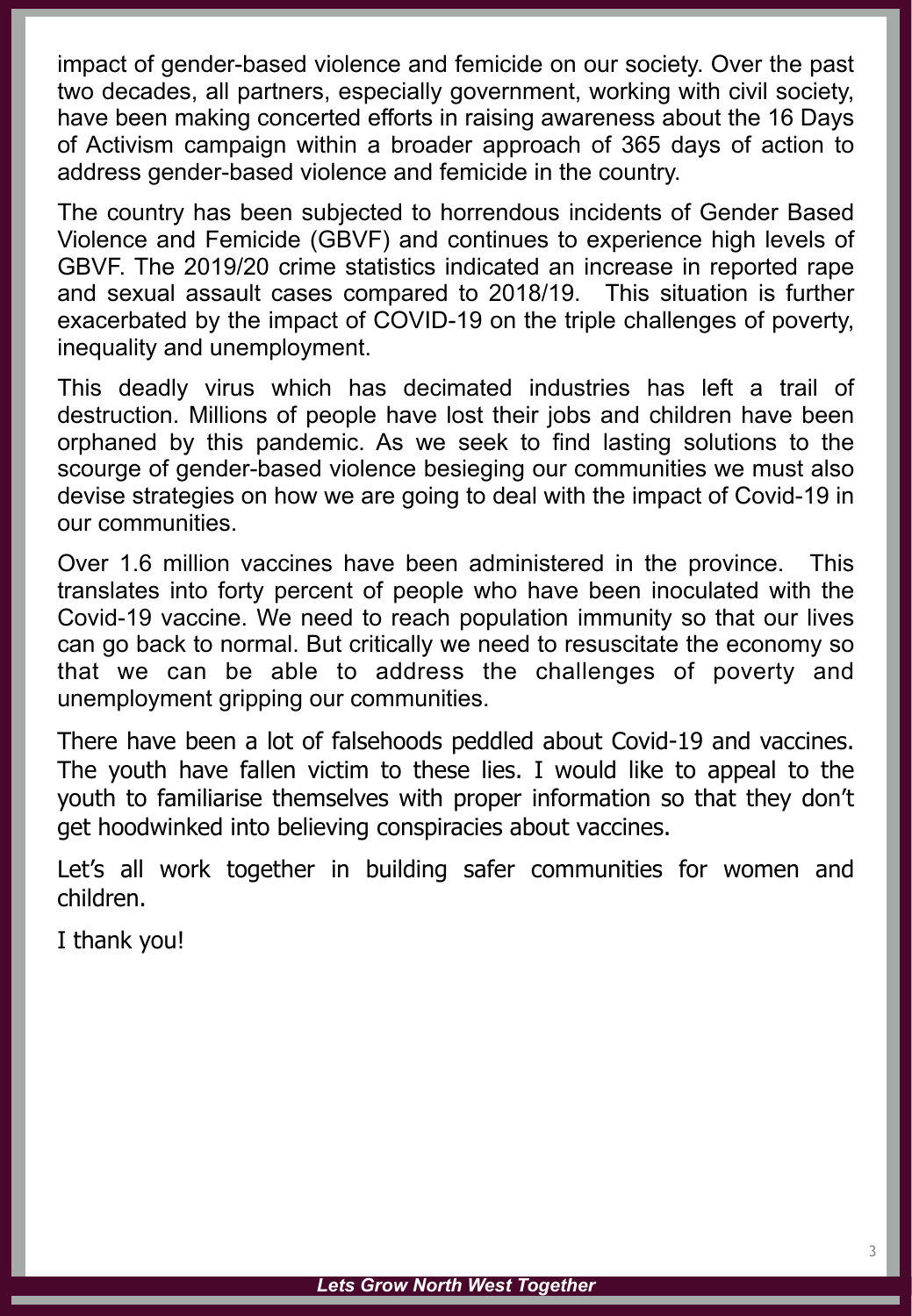impact of gender-based violence and femicide on our society. Over the past two decades, all partners, especially government, working with civil society, have been making concerted efforts in raising awareness about the 16 Days of Activism campaign within a broader approach of 365 days of action to address gender-based violence and femicide in the country.

The country has been subjected to horrendous incidents of Gender Based Violence and Femicide (GBVF) and continues to experience high levels of GBVF. The 2019/20 crime statistics indicated an increase in reported rape and sexual assault cases compared to 2018/19. This situation is further exacerbated by the impact of COVID-19 on the triple challenges of poverty, inequality and unemployment.

This deadly virus which has decimated industries has left a trail of destruction. Millions of people have lost their jobs and children have been orphaned by this pandemic. As we seek to find lasting solutions to the scourge of gender-based violence besieging our communities we must also devise strategies on how we are going to deal with the impact of Covid-19 in our communities.

Over 1.6 million vaccines have been administered in the province. This translates into forty percent of people who have been inoculated with the Covid-19 vaccine. We need to reach population immunity so that our lives can go back to normal. But critically we need to resuscitate the economy so that we can be able to address the challenges of poverty and unemployment gripping our communities.

There have been a lot of falsehoods peddled about Covid-19 and vaccines. The youth have fallen victim to these lies. I would like to appeal to the youth to familiarise themselves with proper information so that they don't get hoodwinked into believing conspiracies about vaccines.

Let's all work together in building safer communities for women and children.

I thank you!